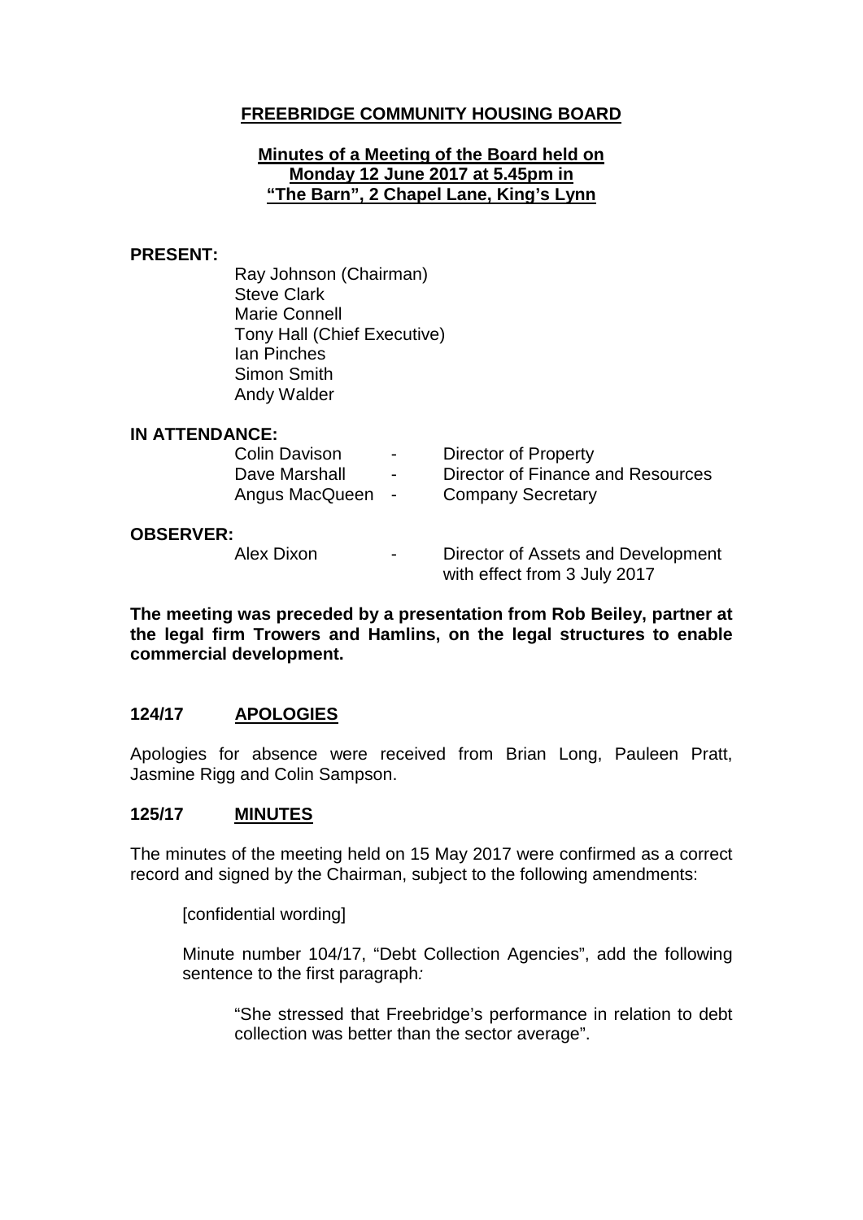# FREEBRIDGE COMMUNITY HOUSING BOARD

## Minutes of a Meeting of the Board held on Monday 12 June 2017 at 5.45pm in "The Barn", 2 Chapel Lane, King's Lynn

**PRESENT:**

Ray Johnson (Chairman)
Steve Clark
Marie Connell
Tony Hall (Chief Executive)
Ian Pinches
Simon Smith
Andy Walder

**IN ATTENDANCE:**

| | | |
|---|---|---|
| Colin Davison | - | Director of Property |
| Dave Marshall | - | Director of Finance and Resources |
| Angus MacQueen | - | Company Secretary |

**OBSERVER:**

| | | |
|---|---|---|
| Alex Dixon | - | Director of Assets and Development with effect from 3 July 2017 |

**The meeting was preceded by a presentation from Rob Beiley, partner at the legal firm Trowers and Hamlins, on the legal structures to enable commercial development.**

### 124/17 APOLOGIES

Apologies for absence were received from Brian Long, Pauleen Pratt, Jasmine Rigg and Colin Sampson.

### 125/17 MINUTES

The minutes of the meeting held on 15 May 2017 were confirmed as a correct record and signed by the Chairman, subject to the following amendments:

[confidential wording]

Minute number 104/17, "Debt Collection Agencies", add the following sentence to the first paragraph*:*

> "She stressed that Freebridge's performance in relation to debt collection was better than the sector average".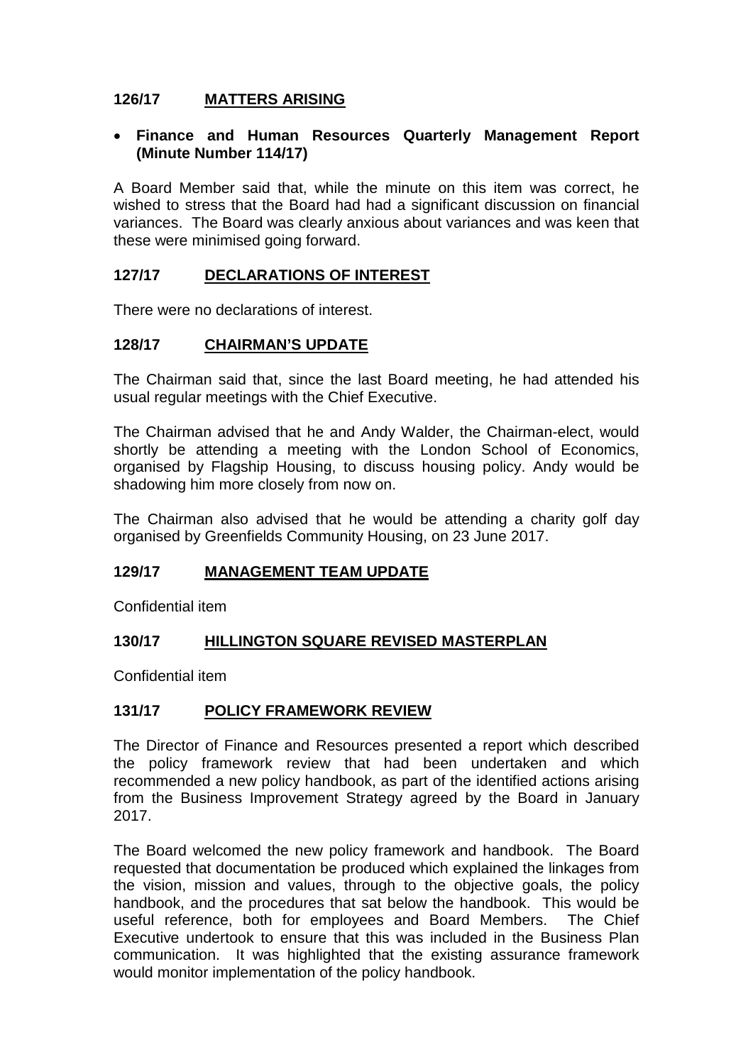## 126/17 MATTERS ARISING

- **Finance and Human Resources Quarterly Management Report (Minute Number 114/17)**

A Board Member said that, while the minute on this item was correct, he wished to stress that the Board had had a significant discussion on financial variances. The Board was clearly anxious about variances and was keen that these were minimised going forward.

## 127/17 DECLARATIONS OF INTEREST

There were no declarations of interest.

## 128/17 CHAIRMAN'S UPDATE

The Chairman said that, since the last Board meeting, he had attended his usual regular meetings with the Chief Executive.

The Chairman advised that he and Andy Walder, the Chairman-elect, would shortly be attending a meeting with the London School of Economics, organised by Flagship Housing, to discuss housing policy. Andy would be shadowing him more closely from now on.

The Chairman also advised that he would be attending a charity golf day organised by Greenfields Community Housing, on 23 June 2017.

## 129/17 MANAGEMENT TEAM UPDATE

Confidential item

## 130/17 HILLINGTON SQUARE REVISED MASTERPLAN

Confidential item

## 131/17 POLICY FRAMEWORK REVIEW

The Director of Finance and Resources presented a report which described the policy framework review that had been undertaken and which recommended a new policy handbook, as part of the identified actions arising from the Business Improvement Strategy agreed by the Board in January 2017.

The Board welcomed the new policy framework and handbook. The Board requested that documentation be produced which explained the linkages from the vision, mission and values, through to the objective goals, the policy handbook, and the procedures that sat below the handbook. This would be useful reference, both for employees and Board Members. The Chief Executive undertook to ensure that this was included in the Business Plan communication. It was highlighted that the existing assurance framework would monitor implementation of the policy handbook.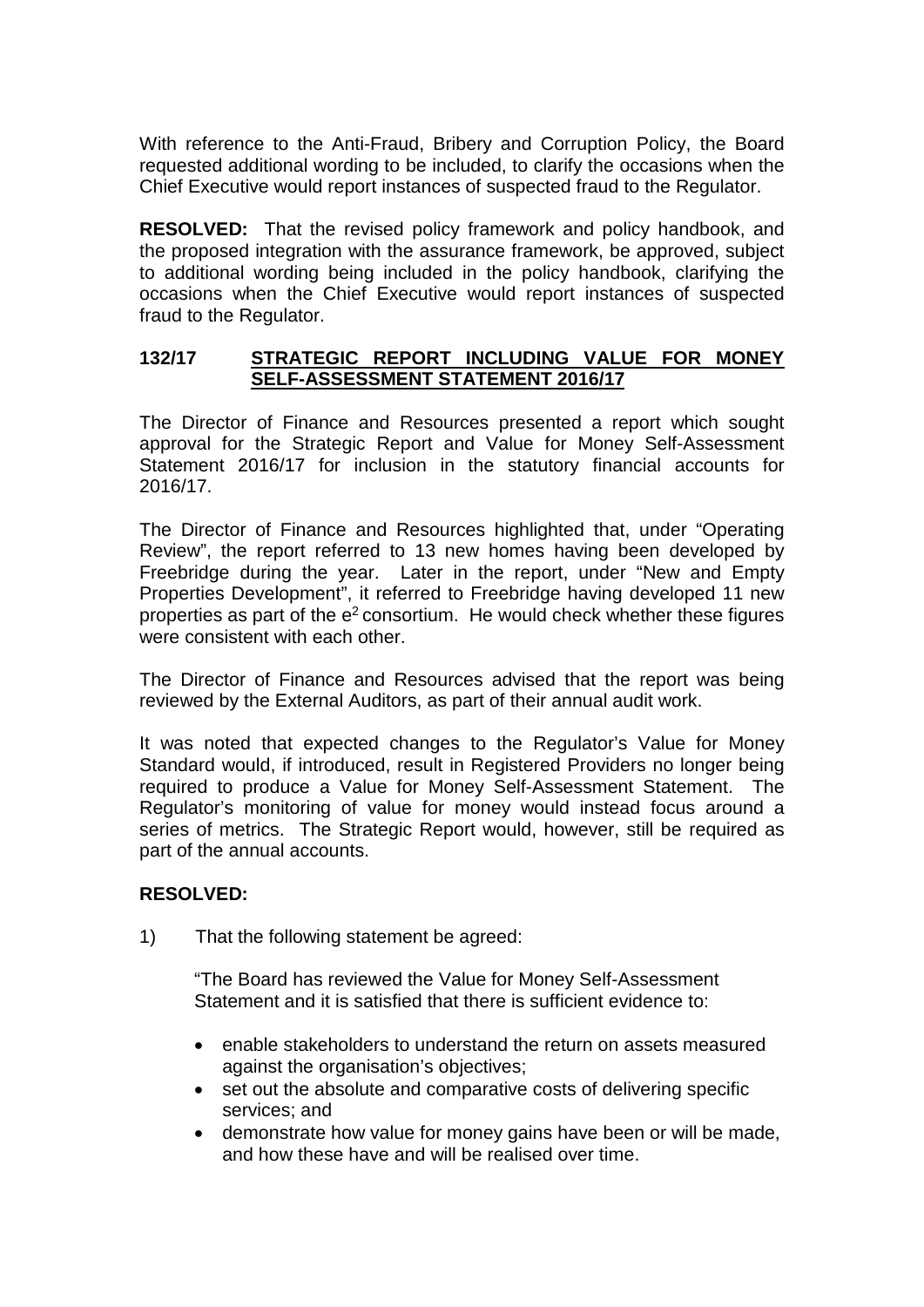With reference to the Anti-Fraud, Bribery and Corruption Policy, the Board requested additional wording to be included, to clarify the occasions when the Chief Executive would report instances of suspected fraud to the Regulator.

**RESOLVED:** That the revised policy framework and policy handbook, and the proposed integration with the assurance framework, be approved, subject to additional wording being included in the policy handbook, clarifying the occasions when the Chief Executive would report instances of suspected fraud to the Regulator.

## 132/17 STRATEGIC REPORT INCLUDING VALUE FOR MONEY SELF-ASSESSMENT STATEMENT 2016/17

The Director of Finance and Resources presented a report which sought approval for the Strategic Report and Value for Money Self-Assessment Statement 2016/17 for inclusion in the statutory financial accounts for 2016/17.

The Director of Finance and Resources highlighted that, under "Operating Review", the report referred to 13 new homes having been developed by Freebridge during the year. Later in the report, under "New and Empty Properties Development", it referred to Freebridge having developed 11 new properties as part of the $e^2$ consortium. He would check whether these figures were consistent with each other.

The Director of Finance and Resources advised that the report was being reviewed by the External Auditors, as part of their annual audit work.

It was noted that expected changes to the Regulator's Value for Money Standard would, if introduced, result in Registered Providers no longer being required to produce a Value for Money Self-Assessment Statement. The Regulator's monitoring of value for money would instead focus around a series of metrics. The Strategic Report would, however, still be required as part of the annual accounts.

**RESOLVED:**

1) That the following statement be agreed:

"The Board has reviewed the Value for Money Self-Assessment Statement and it is satisfied that there is sufficient evidence to:

- enable stakeholders to understand the return on assets measured against the organisation's objectives;
- set out the absolute and comparative costs of delivering specific services; and
- demonstrate how value for money gains have been or will be made, and how these have and will be realised over time.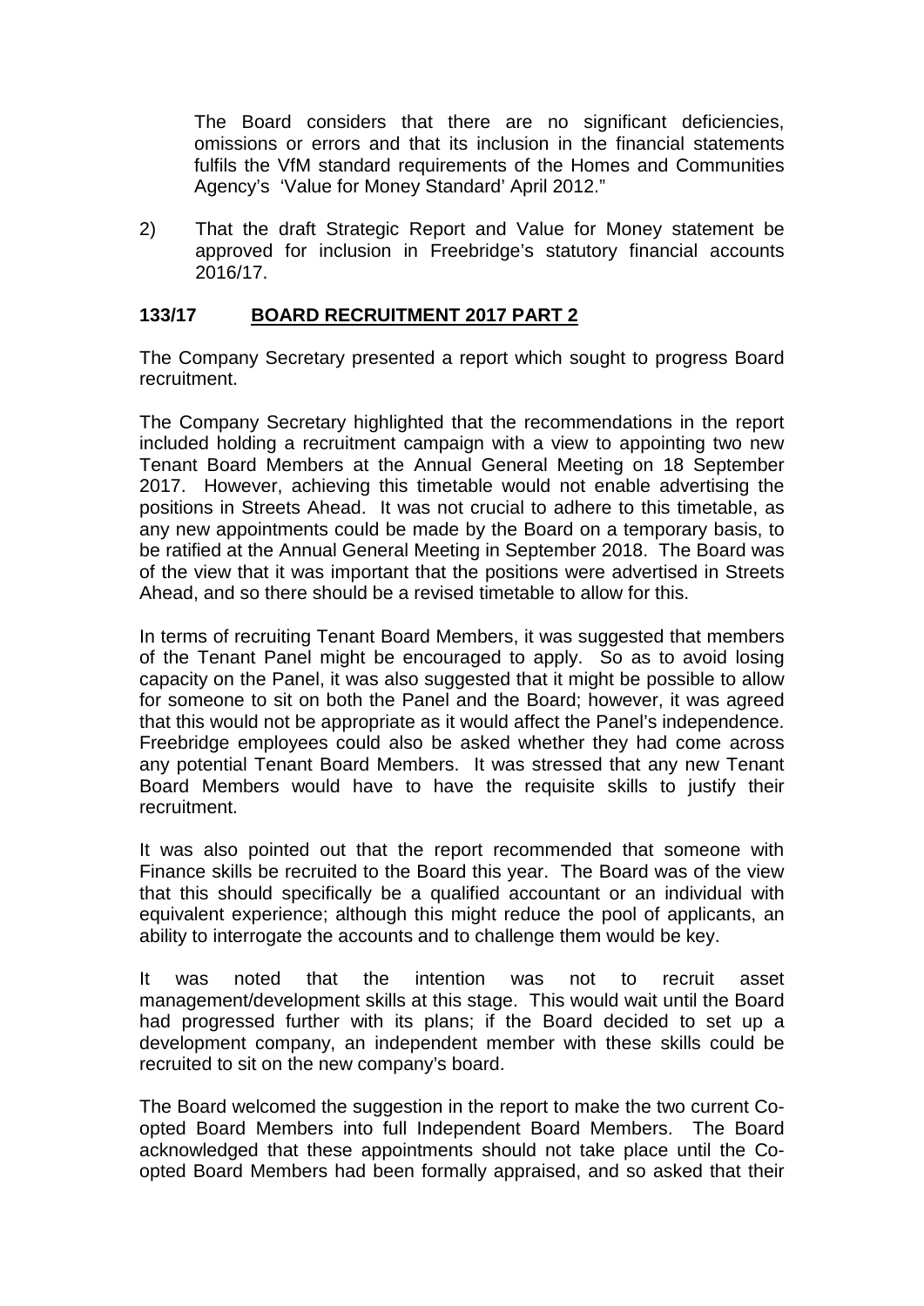The Board considers that there are no significant deficiencies, omissions or errors and that its inclusion in the financial statements fulfils the VfM standard requirements of the Homes and Communities Agency's 'Value for Money Standard' April 2012."

2) That the draft Strategic Report and Value for Money statement be approved for inclusion in Freebridge's statutory financial accounts 2016/17.

**133/17 BOARD RECRUITMENT 2017 PART 2**

The Company Secretary presented a report which sought to progress Board recruitment.

The Company Secretary highlighted that the recommendations in the report included holding a recruitment campaign with a view to appointing two new Tenant Board Members at the Annual General Meeting on 18 September 2017. However, achieving this timetable would not enable advertising the positions in Streets Ahead. It was not crucial to adhere to this timetable, as any new appointments could be made by the Board on a temporary basis, to be ratified at the Annual General Meeting in September 2018. The Board was of the view that it was important that the positions were advertised in Streets Ahead, and so there should be a revised timetable to allow for this.

In terms of recruiting Tenant Board Members, it was suggested that members of the Tenant Panel might be encouraged to apply. So as to avoid losing capacity on the Panel, it was also suggested that it might be possible to allow for someone to sit on both the Panel and the Board; however, it was agreed that this would not be appropriate as it would affect the Panel's independence. Freebridge employees could also be asked whether they had come across any potential Tenant Board Members. It was stressed that any new Tenant Board Members would have to have the requisite skills to justify their recruitment.

It was also pointed out that the report recommended that someone with Finance skills be recruited to the Board this year. The Board was of the view that this should specifically be a qualified accountant or an individual with equivalent experience; although this might reduce the pool of applicants, an ability to interrogate the accounts and to challenge them would be key.

It was noted that the intention was not to recruit asset management/development skills at this stage. This would wait until the Board had progressed further with its plans; if the Board decided to set up a development company, an independent member with these skills could be recruited to sit on the new company's board.

The Board welcomed the suggestion in the report to make the two current Co-opted Board Members into full Independent Board Members. The Board acknowledged that these appointments should not take place until the Co-opted Board Members had been formally appraised, and so asked that their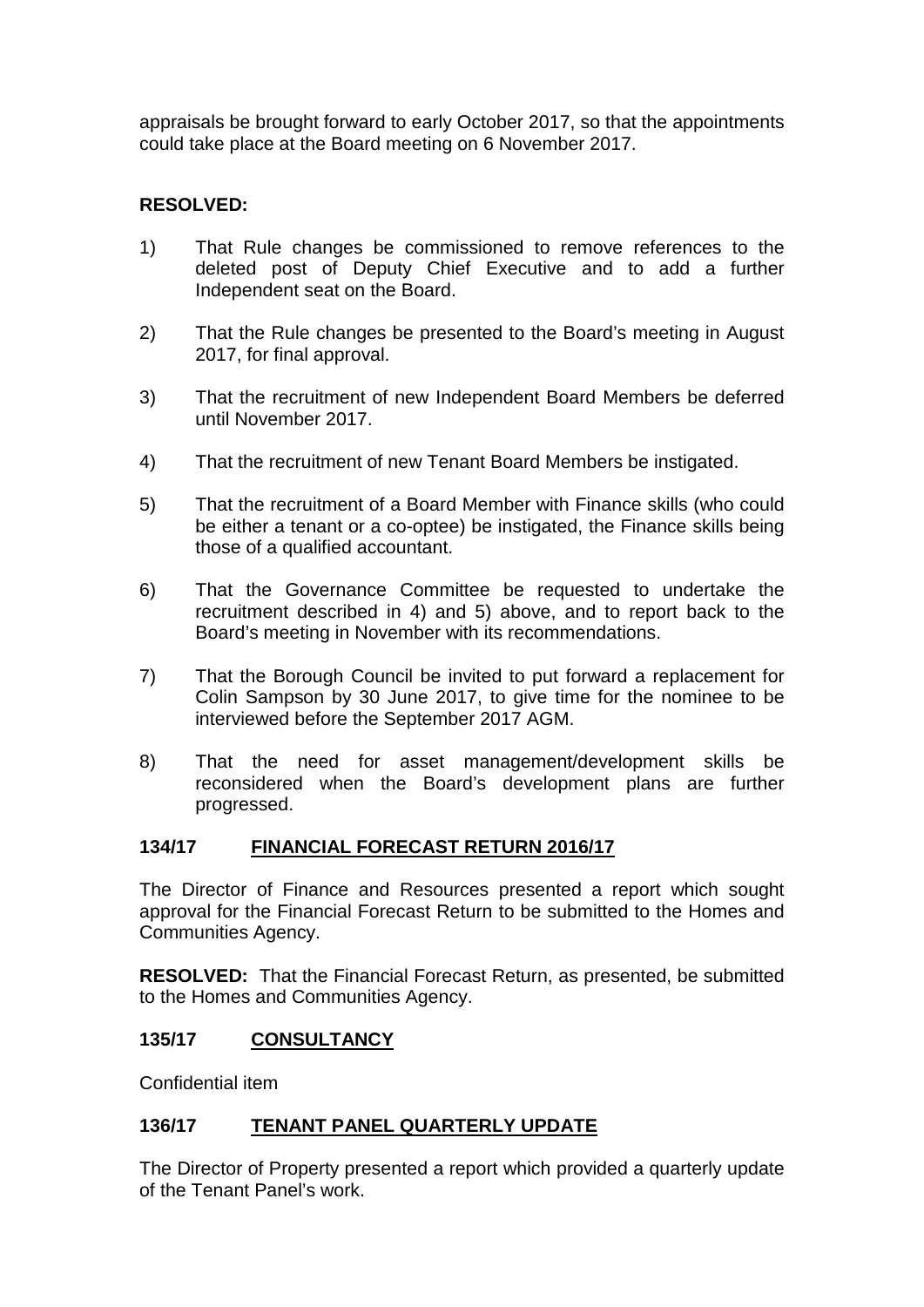appraisals be brought forward to early October 2017, so that the appointments could take place at the Board meeting on 6 November 2017.

**RESOLVED:**

1) That Rule changes be commissioned to remove references to the deleted post of Deputy Chief Executive and to add a further Independent seat on the Board.

2) That the Rule changes be presented to the Board's meeting in August 2017, for final approval.

3) That the recruitment of new Independent Board Members be deferred until November 2017.

4) That the recruitment of new Tenant Board Members be instigated.

5) That the recruitment of a Board Member with Finance skills (who could be either a tenant or a co-optee) be instigated, the Finance skills being those of a qualified accountant.

6) That the Governance Committee be requested to undertake the recruitment described in 4) and 5) above, and to report back to the Board's meeting in November with its recommendations.

7) That the Borough Council be invited to put forward a replacement for Colin Sampson by 30 June 2017, to give time for the nominee to be interviewed before the September 2017 AGM.

8) That the need for asset management/development skills be reconsidered when the Board's development plans are further progressed.

## 134/17 FINANCIAL FORECAST RETURN 2016/17

The Director of Finance and Resources presented a report which sought approval for the Financial Forecast Return to be submitted to the Homes and Communities Agency.

**RESOLVED:** That the Financial Forecast Return, as presented, be submitted to the Homes and Communities Agency.

## 135/17 CONSULTANCY

Confidential item

## 136/17 TENANT PANEL QUARTERLY UPDATE

The Director of Property presented a report which provided a quarterly update of the Tenant Panel's work.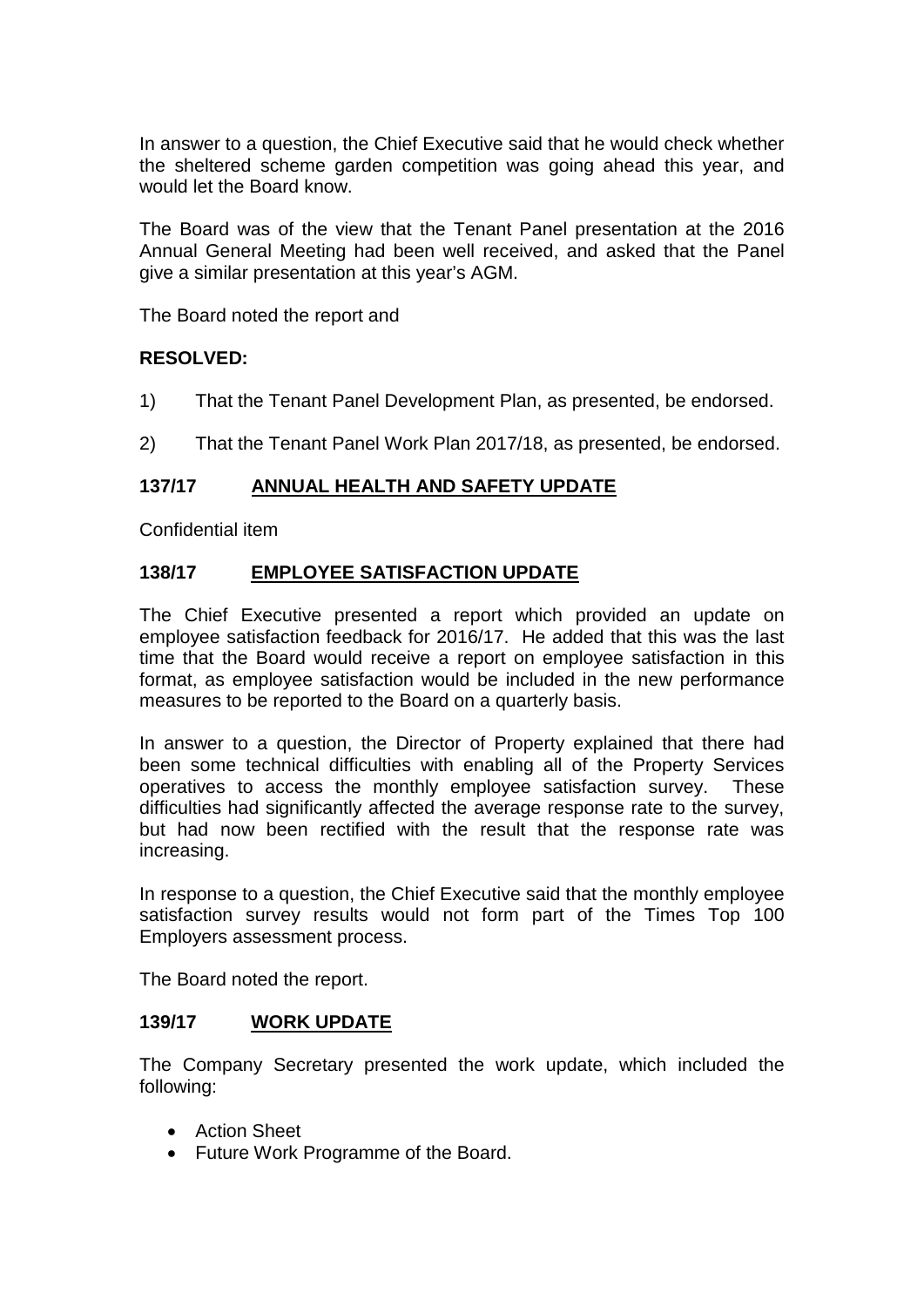In answer to a question, the Chief Executive said that he would check whether the sheltered scheme garden competition was going ahead this year, and would let the Board know.

The Board was of the view that the Tenant Panel presentation at the 2016 Annual General Meeting had been well received, and asked that the Panel give a similar presentation at this year's AGM.

The Board noted the report and

**RESOLVED:**

1) That the Tenant Panel Development Plan, as presented, be endorsed.

2) That the Tenant Panel Work Plan 2017/18, as presented, be endorsed.

## 137/17 ANNUAL HEALTH AND SAFETY UPDATE

Confidential item

## 138/17 EMPLOYEE SATISFACTION UPDATE

The Chief Executive presented a report which provided an update on employee satisfaction feedback for 2016/17. He added that this was the last time that the Board would receive a report on employee satisfaction in this format, as employee satisfaction would be included in the new performance measures to be reported to the Board on a quarterly basis.

In answer to a question, the Director of Property explained that there had been some technical difficulties with enabling all of the Property Services operatives to access the monthly employee satisfaction survey. These difficulties had significantly affected the average response rate to the survey, but had now been rectified with the result that the response rate was increasing.

In response to a question, the Chief Executive said that the monthly employee satisfaction survey results would not form part of the Times Top 100 Employers assessment process.

The Board noted the report.

## 139/17 WORK UPDATE

The Company Secretary presented the work update, which included the following:

- Action Sheet
- Future Work Programme of the Board.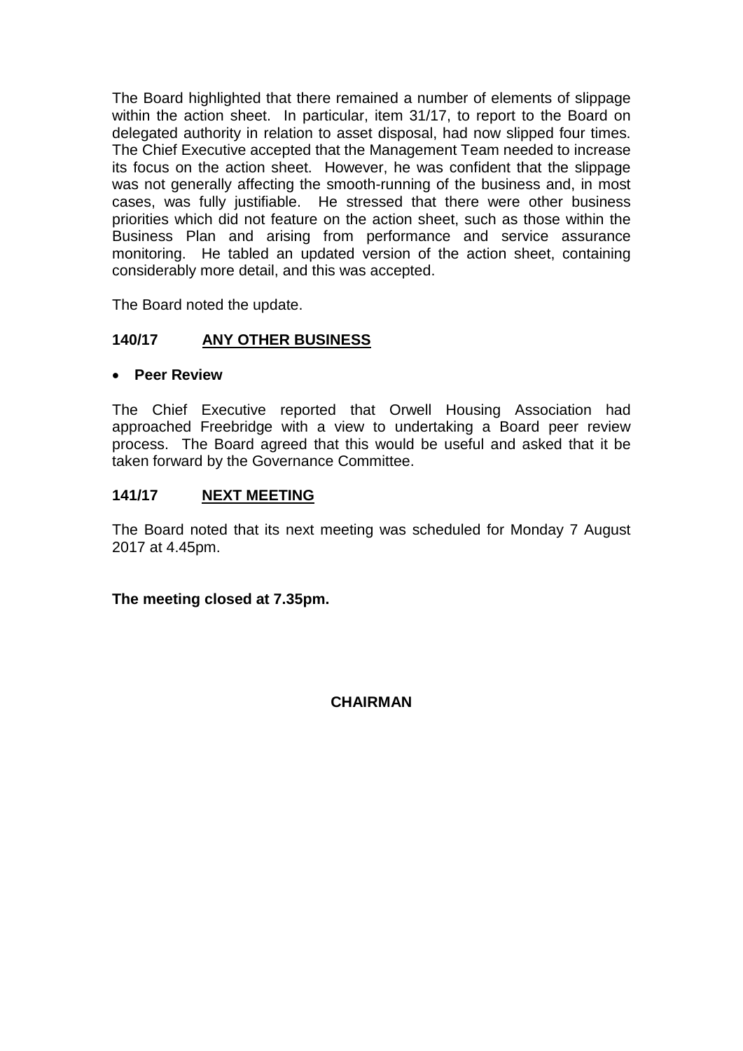The Board highlighted that there remained a number of elements of slippage within the action sheet. In particular, item 31/17, to report to the Board on delegated authority in relation to asset disposal, had now slipped four times. The Chief Executive accepted that the Management Team needed to increase its focus on the action sheet. However, he was confident that the slippage was not generally affecting the smooth-running of the business and, in most cases, was fully justifiable. He stressed that there were other business priorities which did not feature on the action sheet, such as those within the Business Plan and arising from performance and service assurance monitoring. He tabled an updated version of the action sheet, containing considerably more detail, and this was accepted.

The Board noted the update.

## 140/17 ANY OTHER BUSINESS

- **Peer Review**

The Chief Executive reported that Orwell Housing Association had approached Freebridge with a view to undertaking a Board peer review process. The Board agreed that this would be useful and asked that it be taken forward by the Governance Committee.

## 141/17 NEXT MEETING

The Board noted that its next meeting was scheduled for Monday 7 August 2017 at 4.45pm.

**The meeting closed at 7.35pm.**

**CHAIRMAN**